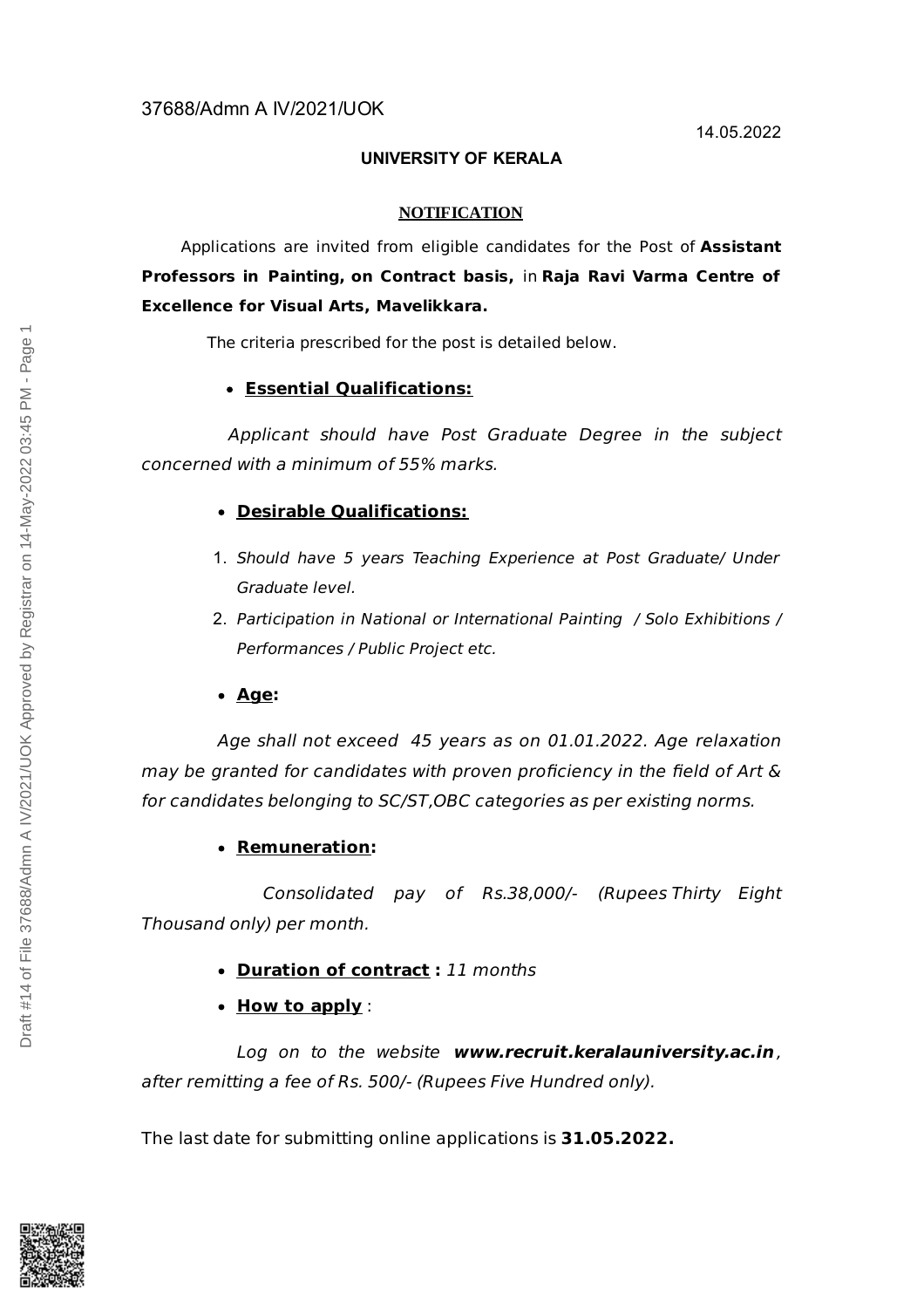37688/Admn A IV/2021/UOK

14.05.2022

**UNIVERSITY OF KERALA**

**NOTIFICATION**

Applications are invited from eligible candidates for the Post of **Assistant Professors in Painting, on Contract basis,** in **Raja Ravi Varma Centre of Excellence for Visual Arts, Mavelikkara.**

The criteria prescribed for the post is detailed below.

- **Essential Qualifications:**

*Applicant should have Post Graduate Degree in the subject concerned with a minimum of 55% marks.*

- **Desirable Qualifications:**

1. *Should have 5 years Teaching Experience at Post Graduate/ Under Graduate level.*
2. *Participation in National or International Painting / Solo Exhibitions / Performances / Public Project etc.*

- **Age:**

*Age shall not exceed 45 years as on 01.01.2022. Age relaxation may be granted for candidates with proven proficiency in the field of Art & for candidates belonging to SC/ST,OBC categories as per existing norms.*

- **Remuneration:**

*Consolidated pay of Rs.38,000/- (Rupees Thirty Eight Thousand only) per month.*

- **Duration of contract :** *11 months*
- **How to apply** :

*Log on to the website **www.recruit.keralauniversity.ac.in**, after remitting a fee of Rs. 500/- (Rupees Five Hundred only).*

The last date for submitting online applications is **31.05.2022.**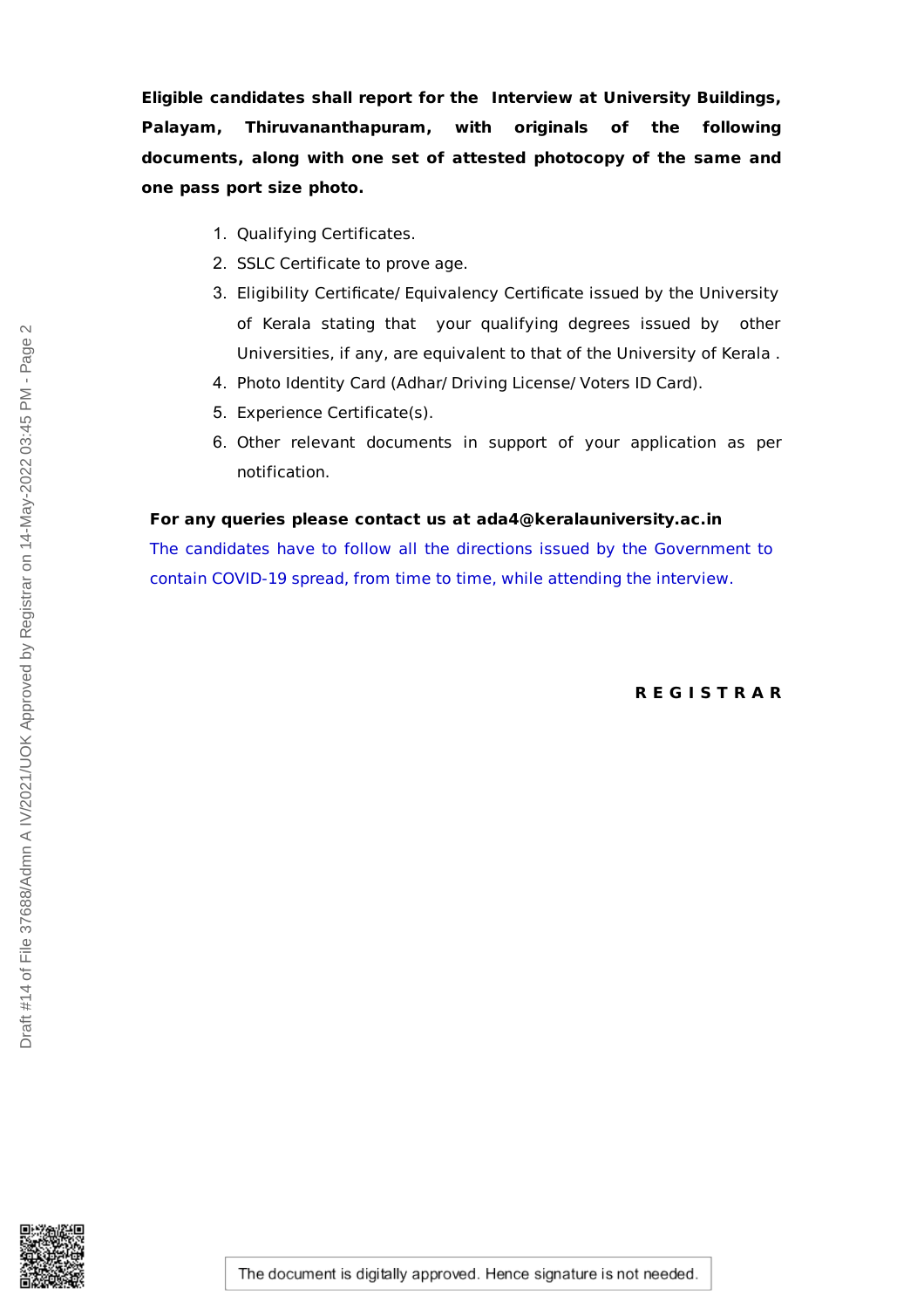**Eligible candidates shall report for the Interview at University Buildings, Palayam, Thiruvananthapuram, with originals of the following documents, along with one set of attested photocopy of the same and one pass port size photo.**

1. Qualifying Certificates.
2. SSLC Certificate to prove age.
3. Eligibility Certificate/ Equivalency Certificate issued by the University of Kerala stating that your qualifying degrees issued by other Universities, if any, are equivalent to that of the University of Kerala .
4. Photo Identity Card (Adhar/ Driving License/ Voters ID Card).
5. Experience Certificate(s).
6. Other relevant documents in support of your application as per notification.

**For any queries please contact us at ada4@keralauniversity.ac.in**

The candidates have to follow all the directions issued by the Government to contain COVID-19 spread, from time to time, while attending the interview.

**R E G I S T R A R**

Draft #14 of File 37688/Admn A IV/2021/UOK Approved by Registrar on 14-May-2022 03:45 PM - Page 2

The document is digitally approved. Hence signature is not needed.